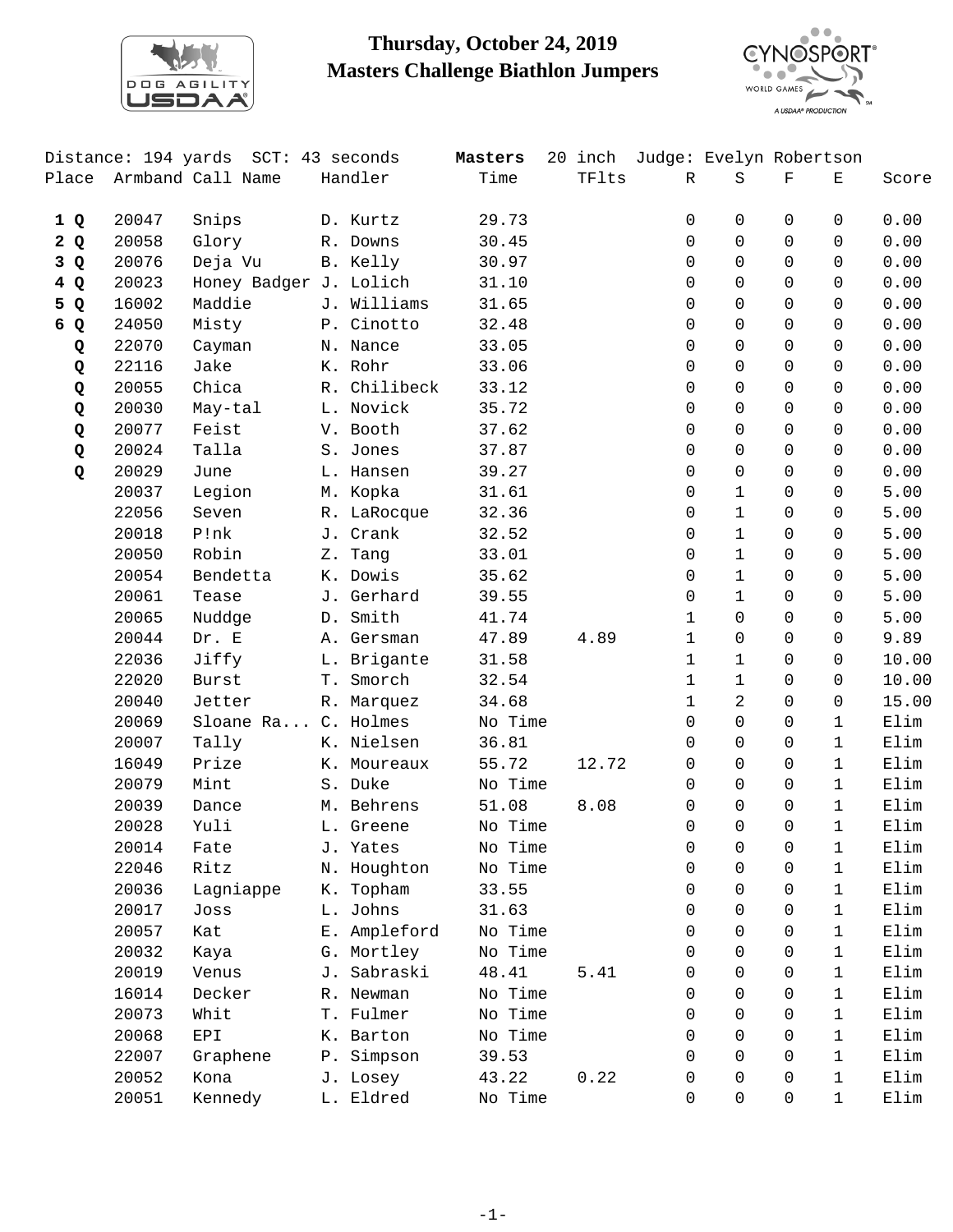# Thursday, October 24, 2019
## Masters Challenge Biathlon Jumpers

Distance: 194 yards SCT: 43 seconds **Masters** 20 inch Judge: Evelyn Robertson

| Place | Armband | Call Name | Handler | Time | TFlts | R | S | F | E | Score |
|---|---|---|---|---|---|---|---|---|---|---|
| **1 Q** | 20047 | Snips | D. Kurtz | 29.73 | | 0 | 0 | 0 | 0 | 0.00 |
| **2 Q** | 20058 | Glory | R. Downs | 30.45 | | 0 | 0 | 0 | 0 | 0.00 |
| **3 Q** | 20076 | Deja Vu | B. Kelly | 30.97 | | 0 | 0 | 0 | 0 | 0.00 |
| **4 Q** | 20023 | Honey Badger | J. Lolich | 31.10 | | 0 | 0 | 0 | 0 | 0.00 |
| **5 Q** | 16002 | Maddie | J. Williams | 31.65 | | 0 | 0 | 0 | 0 | 0.00 |
| **6 Q** | 24050 | Misty | P. Cinotto | 32.48 | | 0 | 0 | 0 | 0 | 0.00 |
| **Q** | 22070 | Cayman | N. Nance | 33.05 | | 0 | 0 | 0 | 0 | 0.00 |
| **Q** | 22116 | Jake | K. Rohr | 33.06 | | 0 | 0 | 0 | 0 | 0.00 |
| **Q** | 20055 | Chica | R. Chilibeck | 33.12 | | 0 | 0 | 0 | 0 | 0.00 |
| **Q** | 20030 | May-tal | L. Novick | 35.72 | | 0 | 0 | 0 | 0 | 0.00 |
| **Q** | 20077 | Feist | V. Booth | 37.62 | | 0 | 0 | 0 | 0 | 0.00 |
| **Q** | 20024 | Talla | S. Jones | 37.87 | | 0 | 0 | 0 | 0 | 0.00 |
| **Q** | 20029 | June | L. Hansen | 39.27 | | 0 | 0 | 0 | 0 | 0.00 |
| | 20037 | Legion | M. Kopka | 31.61 | | 0 | 1 | 0 | 0 | 5.00 |
| | 22056 | Seven | R. LaRocque | 32.36 | | 0 | 1 | 0 | 0 | 5.00 |
| | 20018 | P!nk | J. Crank | 32.52 | | 0 | 1 | 0 | 0 | 5.00 |
| | 20050 | Robin | Z. Tang | 33.01 | | 0 | 1 | 0 | 0 | 5.00 |
| | 20054 | Bendetta | K. Dowis | 35.62 | | 0 | 1 | 0 | 0 | 5.00 |
| | 20061 | Tease | J. Gerhard | 39.55 | | 0 | 1 | 0 | 0 | 5.00 |
| | 20065 | Nuddge | D. Smith | 41.74 | | 1 | 0 | 0 | 0 | 5.00 |
| | 20044 | Dr. E | A. Gersman | 47.89 | 4.89 | 1 | 0 | 0 | 0 | 9.89 |
| | 22036 | Jiffy | L. Brigante | 31.58 | | 1 | 1 | 0 | 0 | 10.00 |
| | 22020 | Burst | T. Smorch | 32.54 | | 1 | 1 | 0 | 0 | 10.00 |
| | 20040 | Jetter | R. Marquez | 34.68 | | 1 | 2 | 0 | 0 | 15.00 |
| | 20069 | Sloane Ra... | C. Holmes | No Time | | 0 | 0 | 0 | 1 | Elim |
| | 20007 | Tally | K. Nielsen | 36.81 | | 0 | 0 | 0 | 1 | Elim |
| | 16049 | Prize | K. Moureaux | 55.72 | 12.72 | 0 | 0 | 0 | 1 | Elim |
| | 20079 | Mint | S. Duke | No Time | | 0 | 0 | 0 | 1 | Elim |
| | 20039 | Dance | M. Behrens | 51.08 | 8.08 | 0 | 0 | 0 | 1 | Elim |
| | 20028 | Yuli | L. Greene | No Time | | 0 | 0 | 0 | 1 | Elim |
| | 20014 | Fate | J. Yates | No Time | | 0 | 0 | 0 | 1 | Elim |
| | 22046 | Ritz | N. Houghton | No Time | | 0 | 0 | 0 | 1 | Elim |
| | 20036 | Lagniappe | K. Topham | 33.55 | | 0 | 0 | 0 | 1 | Elim |
| | 20017 | Joss | L. Johns | 31.63 | | 0 | 0 | 0 | 1 | Elim |
| | 20057 | Kat | E. Ampleford | No Time | | 0 | 0 | 0 | 1 | Elim |
| | 20032 | Kaya | G. Mortley | No Time | | 0 | 0 | 0 | 1 | Elim |
| | 20019 | Venus | J. Sabraski | 48.41 | 5.41 | 0 | 0 | 0 | 1 | Elim |
| | 16014 | Decker | R. Newman | No Time | | 0 | 0 | 0 | 1 | Elim |
| | 20073 | Whit | T. Fulmer | No Time | | 0 | 0 | 0 | 1 | Elim |
| | 20068 | EPI | K. Barton | No Time | | 0 | 0 | 0 | 1 | Elim |
| | 22007 | Graphene | P. Simpson | 39.53 | | 0 | 0 | 0 | 1 | Elim |
| | 20052 | Kona | J. Losey | 43.22 | 0.22 | 0 | 0 | 0 | 1 | Elim |
| | 20051 | Kennedy | L. Eldred | No Time | | 0 | 0 | 0 | 1 | Elim |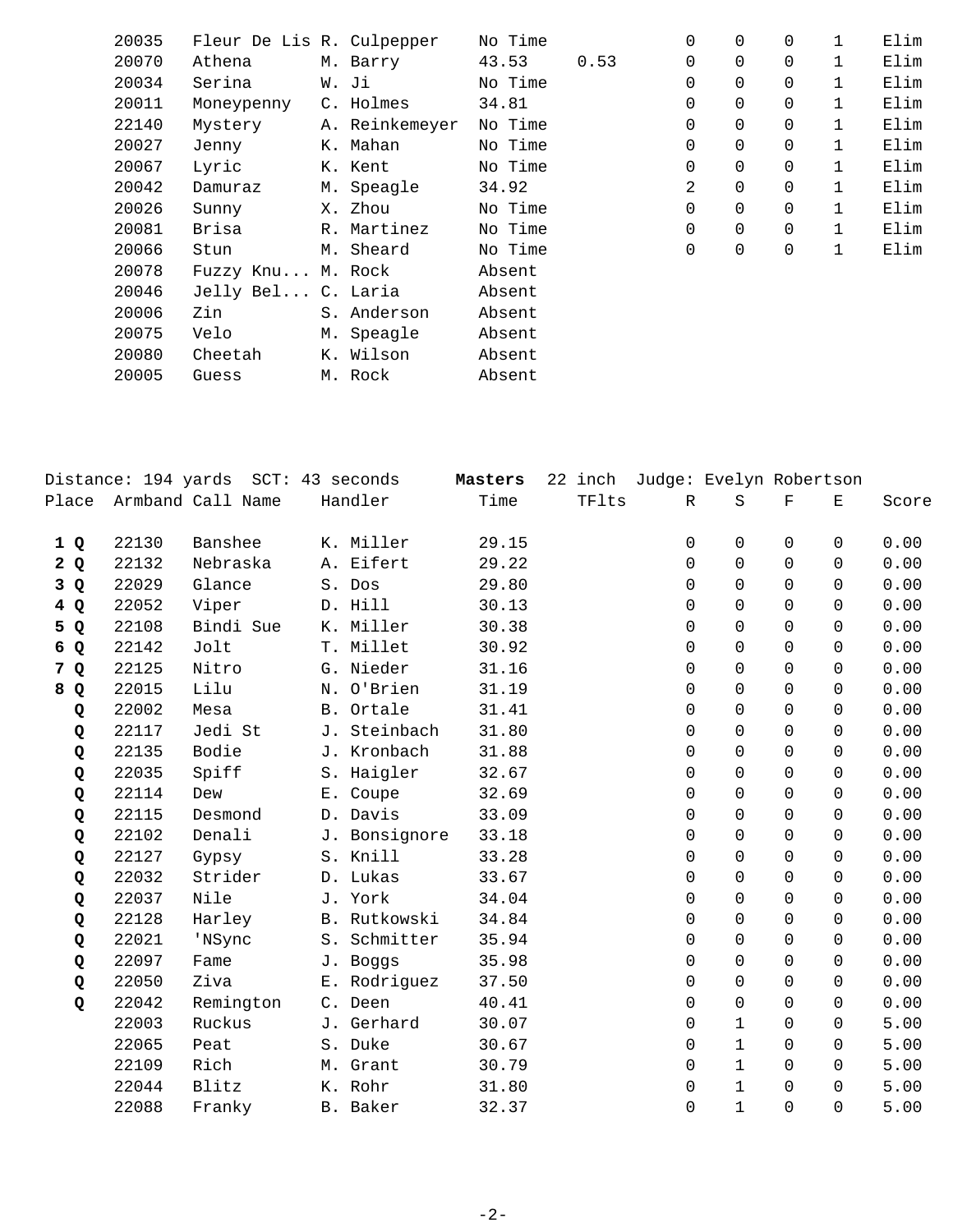| Armband | Call Name | Handler | Time | TFlts | R | S | F | E | Score |
|---|---|---|---|---|---|---|---|---|---|
| 20035 | Fleur De Lis | R. Culpepper | No Time | | 0 | 0 | 0 | 1 | Elim |
| 20070 | Athena | M. Barry | 43.53 | 0.53 | 0 | 0 | 0 | 1 | Elim |
| 20034 | Serina | W. Ji | No Time | | 0 | 0 | 0 | 1 | Elim |
| 20011 | Moneypenny | C. Holmes | 34.81 | | 0 | 0 | 0 | 1 | Elim |
| 22140 | Mystery | A. Reinkemeyer | No Time | | 0 | 0 | 0 | 1 | Elim |
| 20027 | Jenny | K. Mahan | No Time | | 0 | 0 | 0 | 1 | Elim |
| 20067 | Lyric | K. Kent | No Time | | 0 | 0 | 0 | 1 | Elim |
| 20042 | Damuraz | M. Speagle | 34.92 | | 2 | 0 | 0 | 1 | Elim |
| 20026 | Sunny | X. Zhou | No Time | | 0 | 0 | 0 | 1 | Elim |
| 20081 | Brisa | R. Martinez | No Time | | 0 | 0 | 0 | 1 | Elim |
| 20066 | Stun | M. Sheard | No Time | | 0 | 0 | 0 | 1 | Elim |
| 20078 | Fuzzy Knu... | M. Rock | Absent | | | | | | |
| 20046 | Jelly Bel... | C. Laria | Absent | | | | | | |
| 20006 | Zin | S. Anderson | Absent | | | | | | |
| 20075 | Velo | M. Speagle | Absent | | | | | | |
| 20080 | Cheetah | K. Wilson | Absent | | | | | | |
| 20005 | Guess | M. Rock | Absent | | | | | | |

Distance: 194 yards SCT: 43 seconds **Masters** 22 inch Judge: Evelyn Robertson

| Place | Armband | Call Name | Handler | Time | TFlts | R | S | F | E | Score |
|---|---|---|---|---|---|---|---|---|---|---|
| **1 Q** | 22130 | Banshee | K. Miller | 29.15 | | 0 | 0 | 0 | 0 | 0.00 |
| **2 Q** | 22132 | Nebraska | A. Eifert | 29.22 | | 0 | 0 | 0 | 0 | 0.00 |
| **3 Q** | 22029 | Glance | S. Dos | 29.80 | | 0 | 0 | 0 | 0 | 0.00 |
| **4 Q** | 22052 | Viper | D. Hill | 30.13 | | 0 | 0 | 0 | 0 | 0.00 |
| **5 Q** | 22108 | Bindi Sue | K. Miller | 30.38 | | 0 | 0 | 0 | 0 | 0.00 |
| **6 Q** | 22142 | Jolt | T. Millet | 30.92 | | 0 | 0 | 0 | 0 | 0.00 |
| **7 Q** | 22125 | Nitro | G. Nieder | 31.16 | | 0 | 0 | 0 | 0 | 0.00 |
| **8 Q** | 22015 | Lilu | N. O'Brien | 31.19 | | 0 | 0 | 0 | 0 | 0.00 |
| **Q** | 22002 | Mesa | B. Ortale | 31.41 | | 0 | 0 | 0 | 0 | 0.00 |
| **Q** | 22117 | Jedi St | J. Steinbach | 31.80 | | 0 | 0 | 0 | 0 | 0.00 |
| **Q** | 22135 | Bodie | J. Kronbach | 31.88 | | 0 | 0 | 0 | 0 | 0.00 |
| **Q** | 22035 | Spiff | S. Haigler | 32.67 | | 0 | 0 | 0 | 0 | 0.00 |
| **Q** | 22114 | Dew | E. Coupe | 32.69 | | 0 | 0 | 0 | 0 | 0.00 |
| **Q** | 22115 | Desmond | D. Davis | 33.09 | | 0 | 0 | 0 | 0 | 0.00 |
| **Q** | 22102 | Denali | J. Bonsignore | 33.18 | | 0 | 0 | 0 | 0 | 0.00 |
| **Q** | 22127 | Gypsy | S. Knill | 33.28 | | 0 | 0 | 0 | 0 | 0.00 |
| **Q** | 22032 | Strider | D. Lukas | 33.67 | | 0 | 0 | 0 | 0 | 0.00 |
| **Q** | 22037 | Nile | J. York | 34.04 | | 0 | 0 | 0 | 0 | 0.00 |
| **Q** | 22128 | Harley | B. Rutkowski | 34.84 | | 0 | 0 | 0 | 0 | 0.00 |
| **Q** | 22021 | 'NSync | S. Schmitter | 35.94 | | 0 | 0 | 0 | 0 | 0.00 |
| **Q** | 22097 | Fame | J. Boggs | 35.98 | | 0 | 0 | 0 | 0 | 0.00 |
| **Q** | 22050 | Ziva | E. Rodriguez | 37.50 | | 0 | 0 | 0 | 0 | 0.00 |
| **Q** | 22042 | Remington | C. Deen | 40.41 | | 0 | 0 | 0 | 0 | 0.00 |
| | 22003 | Ruckus | J. Gerhard | 30.07 | | 0 | 1 | 0 | 0 | 5.00 |
| | 22065 | Peat | S. Duke | 30.67 | | 0 | 1 | 0 | 0 | 5.00 |
| | 22109 | Rich | M. Grant | 30.79 | | 0 | 1 | 0 | 0 | 5.00 |
| | 22044 | Blitz | K. Rohr | 31.80 | | 0 | 1 | 0 | 0 | 5.00 |
| | 22088 | Franky | B. Baker | 32.37 | | 0 | 1 | 0 | 0 | 5.00 |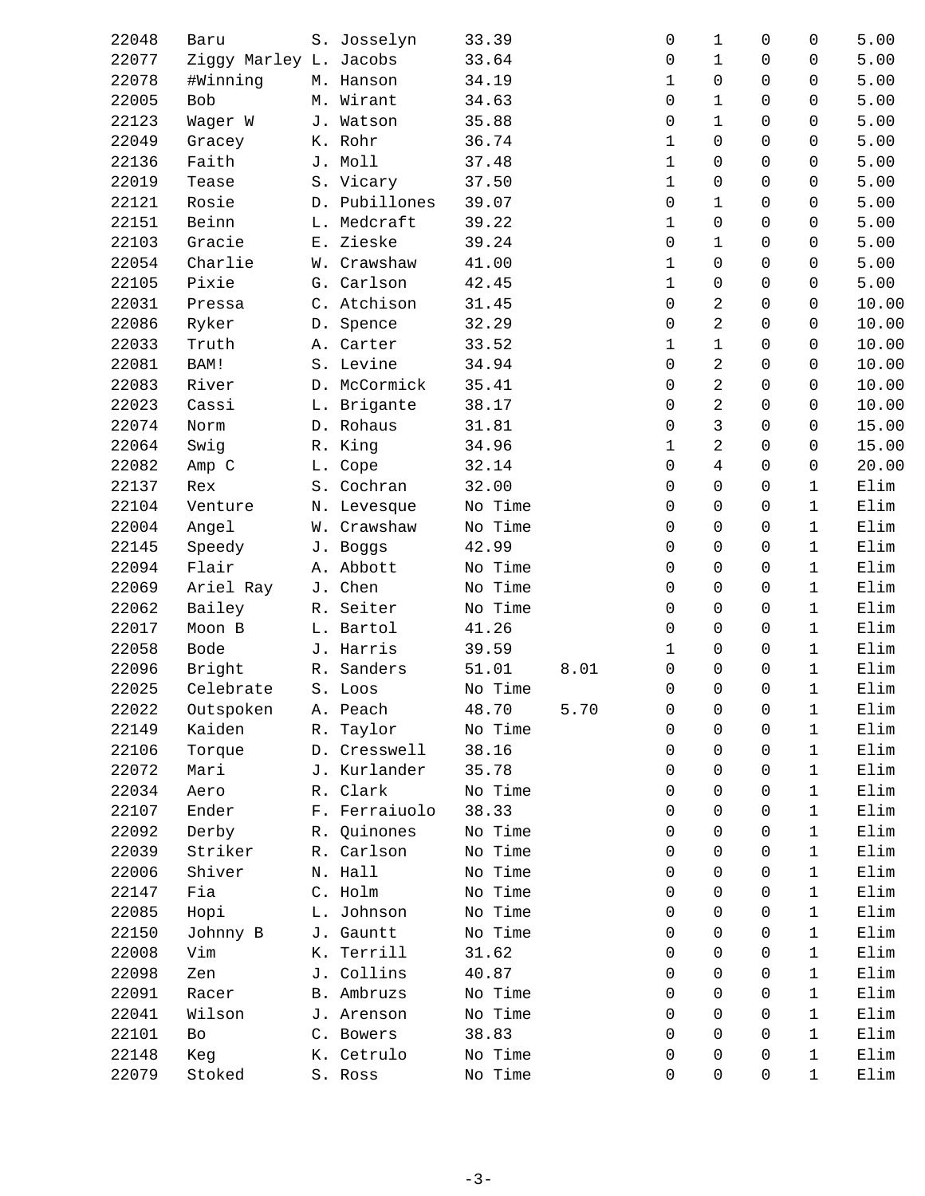| | | | | | | | | | |
|---|---|---|---|---|---|---|---|---|---|
| 22048 | Baru | S. Josselyn | 33.39 | | 0 | 1 | 0 | 0 | 5.00 |
| 22077 | Ziggy Marley | L. Jacobs | 33.64 | | 0 | 1 | 0 | 0 | 5.00 |
| 22078 | #Winning | M. Hanson | 34.19 | | 1 | 0 | 0 | 0 | 5.00 |
| 22005 | Bob | M. Wirant | 34.63 | | 0 | 1 | 0 | 0 | 5.00 |
| 22123 | Wager W | J. Watson | 35.88 | | 0 | 1 | 0 | 0 | 5.00 |
| 22049 | Gracey | K. Rohr | 36.74 | | 1 | 0 | 0 | 0 | 5.00 |
| 22136 | Faith | J. Moll | 37.48 | | 1 | 0 | 0 | 0 | 5.00 |
| 22019 | Tease | S. Vicary | 37.50 | | 1 | 0 | 0 | 0 | 5.00 |
| 22121 | Rosie | D. Pubillones | 39.07 | | 0 | 1 | 0 | 0 | 5.00 |
| 22151 | Beinn | L. Medcraft | 39.22 | | 1 | 0 | 0 | 0 | 5.00 |
| 22103 | Gracie | E. Zieske | 39.24 | | 0 | 1 | 0 | 0 | 5.00 |
| 22054 | Charlie | W. Crawshaw | 41.00 | | 1 | 0 | 0 | 0 | 5.00 |
| 22105 | Pixie | G. Carlson | 42.45 | | 1 | 0 | 0 | 0 | 5.00 |
| 22031 | Pressa | C. Atchison | 31.45 | | 0 | 2 | 0 | 0 | 10.00 |
| 22086 | Ryker | D. Spence | 32.29 | | 0 | 2 | 0 | 0 | 10.00 |
| 22033 | Truth | A. Carter | 33.52 | | 1 | 1 | 0 | 0 | 10.00 |
| 22081 | BAM! | S. Levine | 34.94 | | 0 | 2 | 0 | 0 | 10.00 |
| 22083 | River | D. McCormick | 35.41 | | 0 | 2 | 0 | 0 | 10.00 |
| 22023 | Cassi | L. Brigante | 38.17 | | 0 | 2 | 0 | 0 | 10.00 |
| 22074 | Norm | D. Rohaus | 31.81 | | 0 | 3 | 0 | 0 | 15.00 |
| 22064 | Swig | R. King | 34.96 | | 1 | 2 | 0 | 0 | 15.00 |
| 22082 | Amp C | L. Cope | 32.14 | | 0 | 4 | 0 | 0 | 20.00 |
| 22137 | Rex | S. Cochran | 32.00 | | 0 | 0 | 0 | 1 | Elim |
| 22104 | Venture | N. Levesque | No Time | | 0 | 0 | 0 | 1 | Elim |
| 22004 | Angel | W. Crawshaw | No Time | | 0 | 0 | 0 | 1 | Elim |
| 22145 | Speedy | J. Boggs | 42.99 | | 0 | 0 | 0 | 1 | Elim |
| 22094 | Flair | A. Abbott | No Time | | 0 | 0 | 0 | 1 | Elim |
| 22069 | Ariel Ray | J. Chen | No Time | | 0 | 0 | 0 | 1 | Elim |
| 22062 | Bailey | R. Seiter | No Time | | 0 | 0 | 0 | 1 | Elim |
| 22017 | Moon B | L. Bartol | 41.26 | | 0 | 0 | 0 | 1 | Elim |
| 22058 | Bode | J. Harris | 39.59 | | 1 | 0 | 0 | 1 | Elim |
| 22096 | Bright | R. Sanders | 51.01 | 8.01 | 0 | 0 | 0 | 1 | Elim |
| 22025 | Celebrate | S. Loos | No Time | | 0 | 0 | 0 | 1 | Elim |
| 22022 | Outspoken | A. Peach | 48.70 | 5.70 | 0 | 0 | 0 | 1 | Elim |
| 22149 | Kaiden | R. Taylor | No Time | | 0 | 0 | 0 | 1 | Elim |
| 22106 | Torque | D. Cresswell | 38.16 | | 0 | 0 | 0 | 1 | Elim |
| 22072 | Mari | J. Kurlander | 35.78 | | 0 | 0 | 0 | 1 | Elim |
| 22034 | Aero | R. Clark | No Time | | 0 | 0 | 0 | 1 | Elim |
| 22107 | Ender | F. Ferraiuolo | 38.33 | | 0 | 0 | 0 | 1 | Elim |
| 22092 | Derby | R. Quinones | No Time | | 0 | 0 | 0 | 1 | Elim |
| 22039 | Striker | R. Carlson | No Time | | 0 | 0 | 0 | 1 | Elim |
| 22006 | Shiver | N. Hall | No Time | | 0 | 0 | 0 | 1 | Elim |
| 22147 | Fia | C. Holm | No Time | | 0 | 0 | 0 | 1 | Elim |
| 22085 | Hopi | L. Johnson | No Time | | 0 | 0 | 0 | 1 | Elim |
| 22150 | Johnny B | J. Gauntt | No Time | | 0 | 0 | 0 | 1 | Elim |
| 22008 | Vim | K. Terrill | 31.62 | | 0 | 0 | 0 | 1 | Elim |
| 22098 | Zen | J. Collins | 40.87 | | 0 | 0 | 0 | 1 | Elim |
| 22091 | Racer | B. Ambruzs | No Time | | 0 | 0 | 0 | 1 | Elim |
| 22041 | Wilson | J. Arenson | No Time | | 0 | 0 | 0 | 1 | Elim |
| 22101 | Bo | C. Bowers | 38.83 | | 0 | 0 | 0 | 1 | Elim |
| 22148 | Keg | K. Cetrulo | No Time | | 0 | 0 | 0 | 1 | Elim |
| 22079 | Stoked | S. Ross | No Time | | 0 | 0 | 0 | 1 | Elim |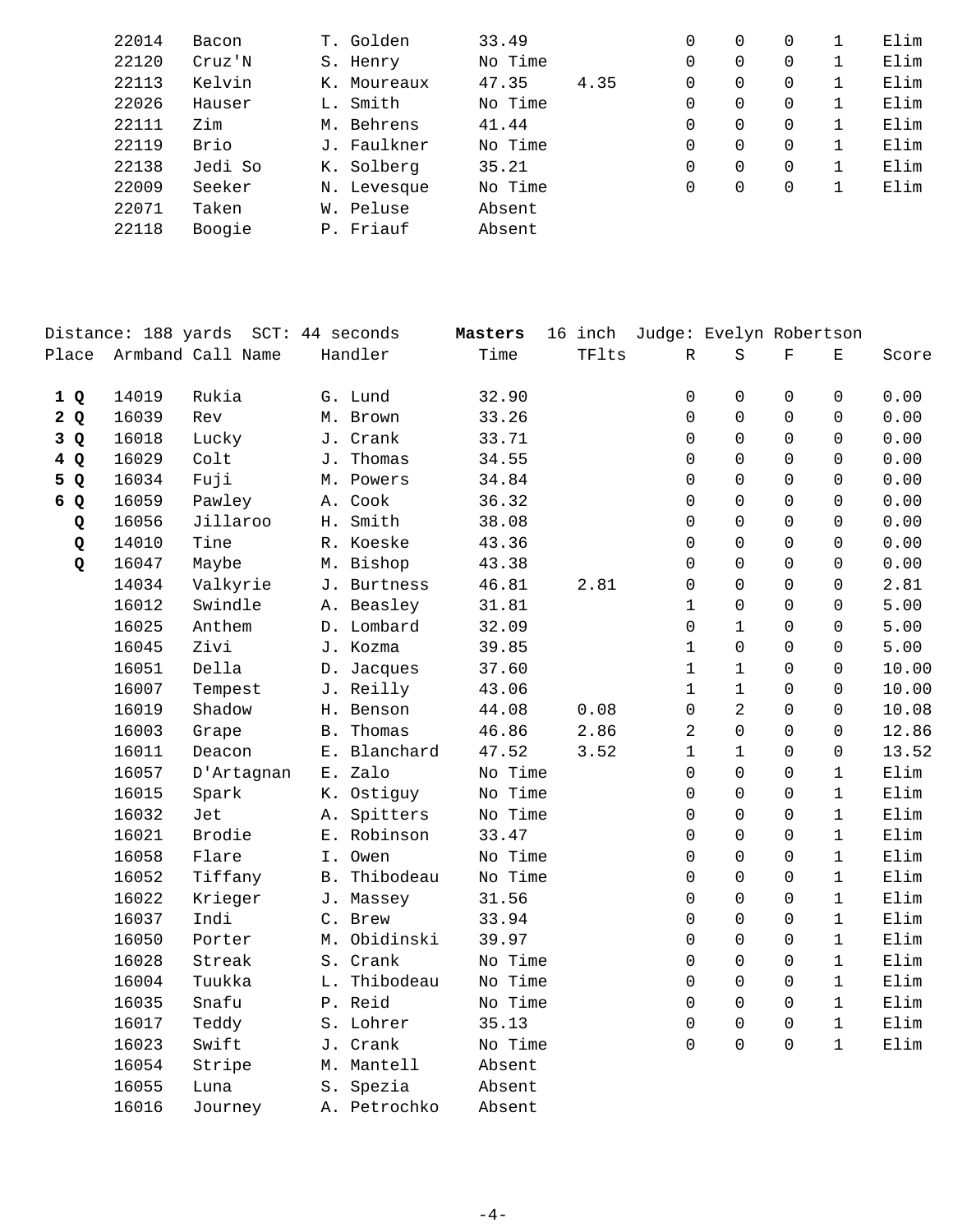| Armband | Call Name | Handler | Time | TFlts | R | S | F | E | Score |
|---|---|---|---|---|---|---|---|---|---|
| 22014 | Bacon | T. Golden | 33.49 | | 0 | 0 | 0 | 1 | Elim |
| 22120 | Cruz'N | S. Henry | No Time | | 0 | 0 | 0 | 1 | Elim |
| 22113 | Kelvin | K. Moureaux | 47.35 | 4.35 | 0 | 0 | 0 | 1 | Elim |
| 22026 | Hauser | L. Smith | No Time | | 0 | 0 | 0 | 1 | Elim |
| 22111 | Zim | M. Behrens | 41.44 | | 0 | 0 | 0 | 1 | Elim |
| 22119 | Brio | J. Faulkner | No Time | | 0 | 0 | 0 | 1 | Elim |
| 22138 | Jedi So | K. Solberg | 35.21 | | 0 | 0 | 0 | 1 | Elim |
| 22009 | Seeker | N. Levesque | No Time | | 0 | 0 | 0 | 1 | Elim |
| 22071 | Taken | W. Peluse | Absent | | | | | | |
| 22118 | Boogie | P. Friauf | Absent | | | | | | |

Distance: 188 yards SCT: 44 seconds **Masters** 16 inch Judge: Evelyn Robertson

| Place | Armband | Call Name | Handler | Time | TFlts | R | S | F | E | Score |
|---|---|---|---|---|---|---|---|---|---|---|
| **1 Q** | 14019 | Rukia | G. Lund | 32.90 | | 0 | 0 | 0 | 0 | 0.00 |
| **2 Q** | 16039 | Rev | M. Brown | 33.26 | | 0 | 0 | 0 | 0 | 0.00 |
| **3 Q** | 16018 | Lucky | J. Crank | 33.71 | | 0 | 0 | 0 | 0 | 0.00 |
| **4 Q** | 16029 | Colt | J. Thomas | 34.55 | | 0 | 0 | 0 | 0 | 0.00 |
| **5 Q** | 16034 | Fuji | M. Powers | 34.84 | | 0 | 0 | 0 | 0 | 0.00 |
| **6 Q** | 16059 | Pawley | A. Cook | 36.32 | | 0 | 0 | 0 | 0 | 0.00 |
| **Q** | 16056 | Jillaroo | H. Smith | 38.08 | | 0 | 0 | 0 | 0 | 0.00 |
| **Q** | 14010 | Tine | R. Koeske | 43.36 | | 0 | 0 | 0 | 0 | 0.00 |
| **Q** | 16047 | Maybe | M. Bishop | 43.38 | | 0 | 0 | 0 | 0 | 0.00 |
| | 14034 | Valkyrie | J. Burtness | 46.81 | 2.81 | 0 | 0 | 0 | 0 | 2.81 |
| | 16012 | Swindle | A. Beasley | 31.81 | | 1 | 0 | 0 | 0 | 5.00 |
| | 16025 | Anthem | D. Lombard | 32.09 | | 0 | 1 | 0 | 0 | 5.00 |
| | 16045 | Zivi | J. Kozma | 39.85 | | 1 | 0 | 0 | 0 | 5.00 |
| | 16051 | Della | D. Jacques | 37.60 | | 1 | 1 | 0 | 0 | 10.00 |
| | 16007 | Tempest | J. Reilly | 43.06 | | 1 | 1 | 0 | 0 | 10.00 |
| | 16019 | Shadow | H. Benson | 44.08 | 0.08 | 0 | 2 | 0 | 0 | 10.08 |
| | 16003 | Grape | B. Thomas | 46.86 | 2.86 | 2 | 0 | 0 | 0 | 12.86 |
| | 16011 | Deacon | E. Blanchard | 47.52 | 3.52 | 1 | 1 | 0 | 0 | 13.52 |
| | 16057 | D'Artagnan | E. Zalo | No Time | | 0 | 0 | 0 | 1 | Elim |
| | 16015 | Spark | K. Ostiguy | No Time | | 0 | 0 | 0 | 1 | Elim |
| | 16032 | Jet | A. Spitters | No Time | | 0 | 0 | 0 | 1 | Elim |
| | 16021 | Brodie | E. Robinson | 33.47 | | 0 | 0 | 0 | 1 | Elim |
| | 16058 | Flare | I. Owen | No Time | | 0 | 0 | 0 | 1 | Elim |
| | 16052 | Tiffany | B. Thibodeau | No Time | | 0 | 0 | 0 | 1 | Elim |
| | 16022 | Krieger | J. Massey | 31.56 | | 0 | 0 | 0 | 1 | Elim |
| | 16037 | Indi | C. Brew | 33.94 | | 0 | 0 | 0 | 1 | Elim |
| | 16050 | Porter | M. Obidinski | 39.97 | | 0 | 0 | 0 | 1 | Elim |
| | 16028 | Streak | S. Crank | No Time | | 0 | 0 | 0 | 1 | Elim |
| | 16004 | Tuukka | L. Thibodeau | No Time | | 0 | 0 | 0 | 1 | Elim |
| | 16035 | Snafu | P. Reid | No Time | | 0 | 0 | 0 | 1 | Elim |
| | 16017 | Teddy | S. Lohrer | 35.13 | | 0 | 0 | 0 | 1 | Elim |
| | 16023 | Swift | J. Crank | No Time | | 0 | 0 | 0 | 1 | Elim |
| | 16054 | Stripe | M. Mantell | Absent | | | | | | |
| | 16055 | Luna | S. Spezia | Absent | | | | | | |
| | 16016 | Journey | A. Petrochko | Absent | | | | | | |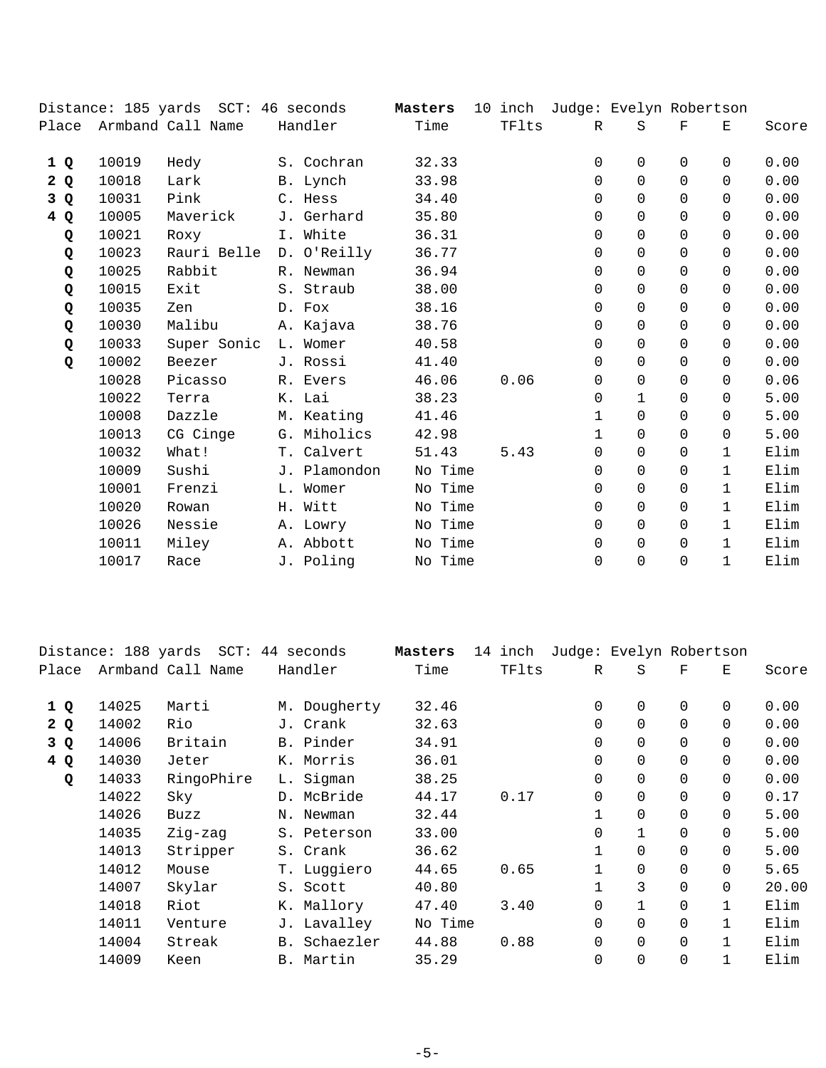Distance: 185 yards SCT: 46 seconds **Masters** 10 inch Judge: Evelyn Robertson

| Place | Armband | Call Name | Handler | Time | TFlts | R | S | F | E | Score |
|---|---|---|---|---|---|---|---|---|---|---|
| **1 Q** | 10019 | Hedy | S. Cochran | 32.33 | | 0 | 0 | 0 | 0 | 0.00 |
| **2 Q** | 10018 | Lark | B. Lynch | 33.98 | | 0 | 0 | 0 | 0 | 0.00 |
| **3 Q** | 10031 | Pink | C. Hess | 34.40 | | 0 | 0 | 0 | 0 | 0.00 |
| **4 Q** | 10005 | Maverick | J. Gerhard | 35.80 | | 0 | 0 | 0 | 0 | 0.00 |
| **Q** | 10021 | Roxy | I. White | 36.31 | | 0 | 0 | 0 | 0 | 0.00 |
| **Q** | 10023 | Rauri Belle | D. O'Reilly | 36.77 | | 0 | 0 | 0 | 0 | 0.00 |
| **Q** | 10025 | Rabbit | R. Newman | 36.94 | | 0 | 0 | 0 | 0 | 0.00 |
| **Q** | 10015 | Exit | S. Straub | 38.00 | | 0 | 0 | 0 | 0 | 0.00 |
| **Q** | 10035 | Zen | D. Fox | 38.16 | | 0 | 0 | 0 | 0 | 0.00 |
| **Q** | 10030 | Malibu | A. Kajava | 38.76 | | 0 | 0 | 0 | 0 | 0.00 |
| **Q** | 10033 | Super Sonic | L. Womer | 40.58 | | 0 | 0 | 0 | 0 | 0.00 |
| **Q** | 10002 | Beezer | J. Rossi | 41.40 | | 0 | 0 | 0 | 0 | 0.00 |
| | 10028 | Picasso | R. Evers | 46.06 | 0.06 | 0 | 0 | 0 | 0 | 0.06 |
| | 10022 | Terra | K. Lai | 38.23 | | 0 | 1 | 0 | 0 | 5.00 |
| | 10008 | Dazzle | M. Keating | 41.46 | | 1 | 0 | 0 | 0 | 5.00 |
| | 10013 | CG Cinge | G. Miholics | 42.98 | | 1 | 0 | 0 | 0 | 5.00 |
| | 10032 | What! | T. Calvert | 51.43 | 5.43 | 0 | 0 | 0 | 1 | Elim |
| | 10009 | Sushi | J. Plamondon | No Time | | 0 | 0 | 0 | 1 | Elim |
| | 10001 | Frenzi | L. Womer | No Time | | 0 | 0 | 0 | 1 | Elim |
| | 10020 | Rowan | H. Witt | No Time | | 0 | 0 | 0 | 1 | Elim |
| | 10026 | Nessie | A. Lowry | No Time | | 0 | 0 | 0 | 1 | Elim |
| | 10011 | Miley | A. Abbott | No Time | | 0 | 0 | 0 | 1 | Elim |
| | 10017 | Race | J. Poling | No Time | | 0 | 0 | 0 | 1 | Elim |

Distance: 188 yards SCT: 44 seconds **Masters** 14 inch Judge: Evelyn Robertson

| Place | Armband | Call Name | Handler | Time | TFlts | R | S | F | E | Score |
|---|---|---|---|---|---|---|---|---|---|---|
| **1 Q** | 14025 | Marti | M. Dougherty | 32.46 | | 0 | 0 | 0 | 0 | 0.00 |
| **2 Q** | 14002 | Rio | J. Crank | 32.63 | | 0 | 0 | 0 | 0 | 0.00 |
| **3 Q** | 14006 | Britain | B. Pinder | 34.91 | | 0 | 0 | 0 | 0 | 0.00 |
| **4 Q** | 14030 | Jeter | K. Morris | 36.01 | | 0 | 0 | 0 | 0 | 0.00 |
| **Q** | 14033 | RingoPhire | L. Sigman | 38.25 | | 0 | 0 | 0 | 0 | 0.00 |
| | 14022 | Sky | D. McBride | 44.17 | 0.17 | 0 | 0 | 0 | 0 | 0.17 |
| | 14026 | Buzz | N. Newman | 32.44 | | 1 | 0 | 0 | 0 | 5.00 |
| | 14035 | Zig-zag | S. Peterson | 33.00 | | 0 | 1 | 0 | 0 | 5.00 |
| | 14013 | Stripper | S. Crank | 36.62 | | 1 | 0 | 0 | 0 | 5.00 |
| | 14012 | Mouse | T. Luggiero | 44.65 | 0.65 | 1 | 0 | 0 | 0 | 5.65 |
| | 14007 | Skylar | S. Scott | 40.80 | | 1 | 3 | 0 | 0 | 20.00 |
| | 14018 | Riot | K. Mallory | 47.40 | 3.40 | 0 | 1 | 0 | 1 | Elim |
| | 14011 | Venture | J. Lavalley | No Time | | 0 | 0 | 0 | 1 | Elim |
| | 14004 | Streak | B. Schaezler | 44.88 | 0.88 | 0 | 0 | 0 | 1 | Elim |
| | 14009 | Keen | B. Martin | 35.29 | | 0 | 0 | 0 | 1 | Elim |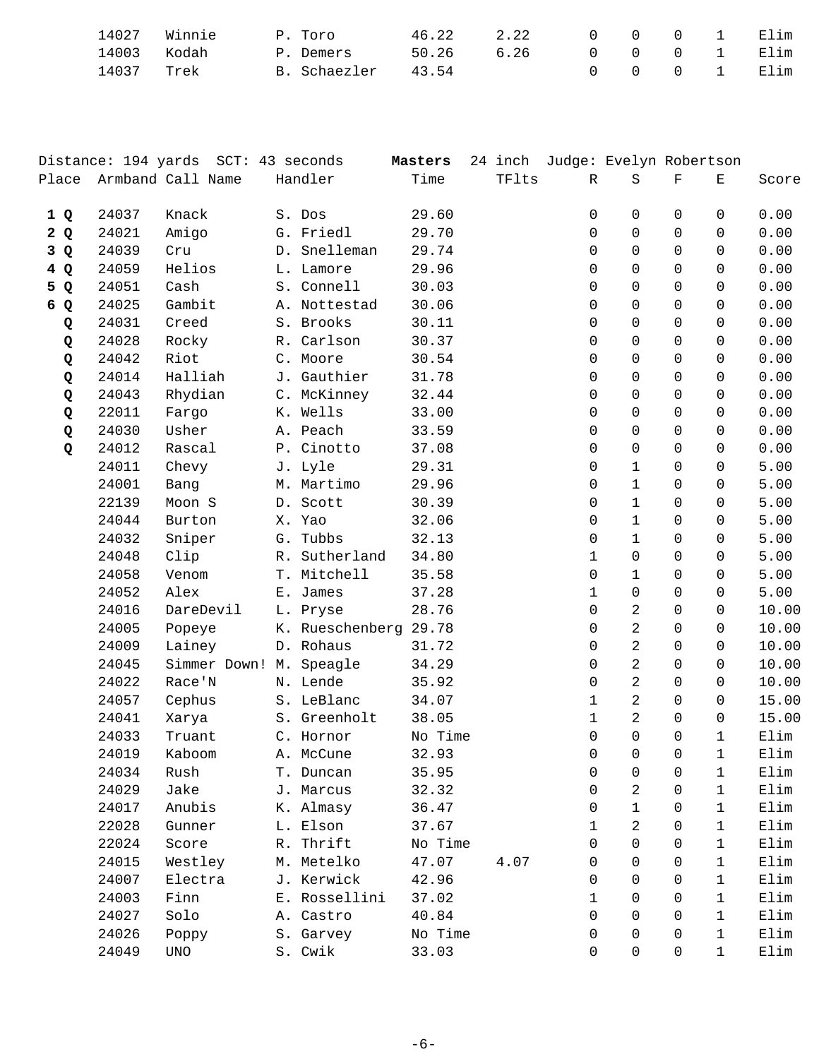| | Armband | Call Name | Handler | Time | TFlts | R | S | F | E | Score |
|---|---|---|---|---|---|---|---|---|---|---|
| | 14027 | Winnie | P. Toro | 46.22 | 2.22 | 0 | 0 | 0 | 1 | Elim |
| | 14003 | Kodah | P. Demers | 50.26 | 6.26 | 0 | 0 | 0 | 1 | Elim |
| | 14037 | Trek | B. Schaezler | 43.54 | | 0 | 0 | 0 | 1 | Elim |

Distance: 194 yards SCT: 43 seconds **Masters** 24 inch Judge: Evelyn Robertson

| Place | Armband | Call Name | Handler | Time | TFlts | R | S | F | E | Score |
|---|---|---|---|---|---|---|---|---|---|---|
| **1 Q** | 24037 | Knack | S. Dos | 29.60 | | 0 | 0 | 0 | 0 | 0.00 |
| **2 Q** | 24021 | Amigo | G. Friedl | 29.70 | | 0 | 0 | 0 | 0 | 0.00 |
| **3 Q** | 24039 | Cru | D. Snelleman | 29.74 | | 0 | 0 | 0 | 0 | 0.00 |
| **4 Q** | 24059 | Helios | L. Lamore | 29.96 | | 0 | 0 | 0 | 0 | 0.00 |
| **5 Q** | 24051 | Cash | S. Connell | 30.03 | | 0 | 0 | 0 | 0 | 0.00 |
| **6 Q** | 24025 | Gambit | A. Nottestad | 30.06 | | 0 | 0 | 0 | 0 | 0.00 |
| **Q** | 24031 | Creed | S. Brooks | 30.11 | | 0 | 0 | 0 | 0 | 0.00 |
| **Q** | 24028 | Rocky | R. Carlson | 30.37 | | 0 | 0 | 0 | 0 | 0.00 |
| **Q** | 24042 | Riot | C. Moore | 30.54 | | 0 | 0 | 0 | 0 | 0.00 |
| **Q** | 24014 | Halliah | J. Gauthier | 31.78 | | 0 | 0 | 0 | 0 | 0.00 |
| **Q** | 24043 | Rhydian | C. McKinney | 32.44 | | 0 | 0 | 0 | 0 | 0.00 |
| **Q** | 22011 | Fargo | K. Wells | 33.00 | | 0 | 0 | 0 | 0 | 0.00 |
| **Q** | 24030 | Usher | A. Peach | 33.59 | | 0 | 0 | 0 | 0 | 0.00 |
| **Q** | 24012 | Rascal | P. Cinotto | 37.08 | | 0 | 0 | 0 | 0 | 0.00 |
| | 24011 | Chevy | J. Lyle | 29.31 | | 0 | 1 | 0 | 0 | 5.00 |
| | 24001 | Bang | M. Martimo | 29.96 | | 0 | 1 | 0 | 0 | 5.00 |
| | 22139 | Moon S | D. Scott | 30.39 | | 0 | 1 | 0 | 0 | 5.00 |
| | 24044 | Burton | X. Yao | 32.06 | | 0 | 1 | 0 | 0 | 5.00 |
| | 24032 | Sniper | G. Tubbs | 32.13 | | 0 | 1 | 0 | 0 | 5.00 |
| | 24048 | Clip | R. Sutherland | 34.80 | | 1 | 0 | 0 | 0 | 5.00 |
| | 24058 | Venom | T. Mitchell | 35.58 | | 0 | 1 | 0 | 0 | 5.00 |
| | 24052 | Alex | E. James | 37.28 | | 1 | 0 | 0 | 0 | 5.00 |
| | 24016 | DareDevil | L. Pryse | 28.76 | | 0 | 2 | 0 | 0 | 10.00 |
| | 24005 | Popeye | K. Rueschenberg | 29.78 | | 0 | 2 | 0 | 0 | 10.00 |
| | 24009 | Lainey | D. Rohaus | 31.72 | | 0 | 2 | 0 | 0 | 10.00 |
| | 24045 | Simmer Down! | M. Speagle | 34.29 | | 0 | 2 | 0 | 0 | 10.00 |
| | 24022 | Race'N | N. Lende | 35.92 | | 0 | 2 | 0 | 0 | 10.00 |
| | 24057 | Cephus | S. LeBlanc | 34.07 | | 1 | 2 | 0 | 0 | 15.00 |
| | 24041 | Xarya | S. Greenholt | 38.05 | | 1 | 2 | 0 | 0 | 15.00 |
| | 24033 | Truant | C. Hornor | No Time | | 0 | 0 | 0 | 1 | Elim |
| | 24019 | Kaboom | A. McCune | 32.93 | | 0 | 0 | 0 | 1 | Elim |
| | 24034 | Rush | T. Duncan | 35.95 | | 0 | 0 | 0 | 1 | Elim |
| | 24029 | Jake | J. Marcus | 32.32 | | 0 | 2 | 0 | 1 | Elim |
| | 24017 | Anubis | K. Almasy | 36.47 | | 0 | 1 | 0 | 1 | Elim |
| | 22028 | Gunner | L. Elson | 37.67 | | 1 | 2 | 0 | 1 | Elim |
| | 22024 | Score | R. Thrift | No Time | | 0 | 0 | 0 | 1 | Elim |
| | 24015 | Westley | M. Metelko | 47.07 | 4.07 | 0 | 0 | 0 | 1 | Elim |
| | 24007 | Electra | J. Kerwick | 42.96 | | 0 | 0 | 0 | 1 | Elim |
| | 24003 | Finn | E. Rossellini | 37.02 | | 1 | 0 | 0 | 1 | Elim |
| | 24027 | Solo | A. Castro | 40.84 | | 0 | 0 | 0 | 1 | Elim |
| | 24026 | Poppy | S. Garvey | No Time | | 0 | 0 | 0 | 1 | Elim |
| | 24049 | UNO | S. Cwik | 33.03 | | 0 | 0 | 0 | 1 | Elim |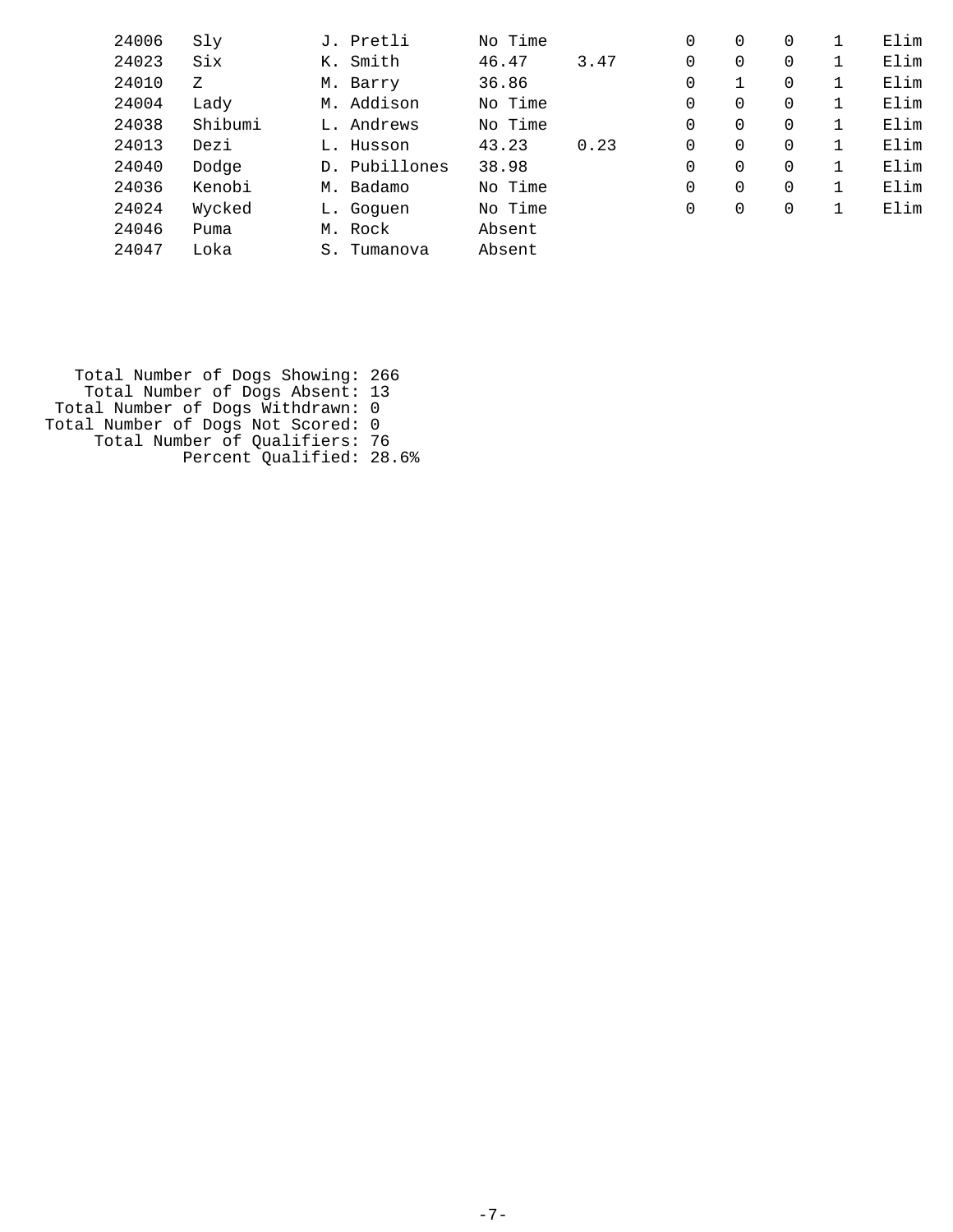| | | | | | | | | | |
|---|---|---|---|---|---|---|---|---|---|
| 24006 | Sly | J. Pretli | No Time | | 0 | 0 | 0 | 1 | Elim |
| 24023 | Six | K. Smith | 46.47 | 3.47 | 0 | 0 | 0 | 1 | Elim |
| 24010 | Z | M. Barry | 36.86 | | 0 | 1 | 0 | 1 | Elim |
| 24004 | Lady | M. Addison | No Time | | 0 | 0 | 0 | 1 | Elim |
| 24038 | Shibumi | L. Andrews | No Time | | 0 | 0 | 0 | 1 | Elim |
| 24013 | Dezi | L. Husson | 43.23 | 0.23 | 0 | 0 | 0 | 1 | Elim |
| 24040 | Dodge | D. Pubillones | 38.98 | | 0 | 0 | 0 | 1 | Elim |
| 24036 | Kenobi | M. Badamo | No Time | | 0 | 0 | 0 | 1 | Elim |
| 24024 | Wycked | L. Goguen | No Time | | 0 | 0 | 0 | 1 | Elim |
| 24046 | Puma | M. Rock | Absent | | | | | | |
| 24047 | Loka | S. Tumanova | Absent | | | | | | |

Total Number of Dogs Showing: 266
Total Number of Dogs Absent: 13
Total Number of Dogs Withdrawn: 0
Total Number of Dogs Not Scored: 0
Total Number of Qualifiers: 76
Percent Qualified: 28.6%